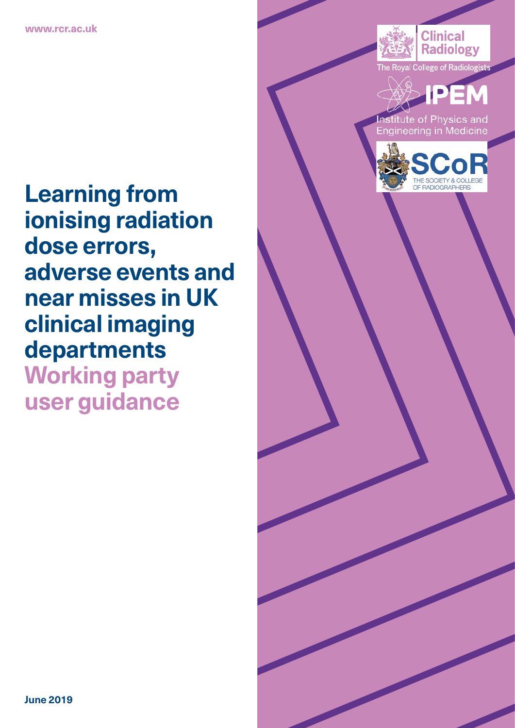www.rcr.ac.uk

Clinical Radiology

The Royal College of Radiologists

IPEM

Institute of Physics and Engineering in Medicine

SCoR

THE SOCIETY & COLLEGE OF RADIOGRAPHERS

# Learning from ionising radiation dose errors, adverse events and near misses in UK clinical imaging departments

## Working party user guidance

June 2019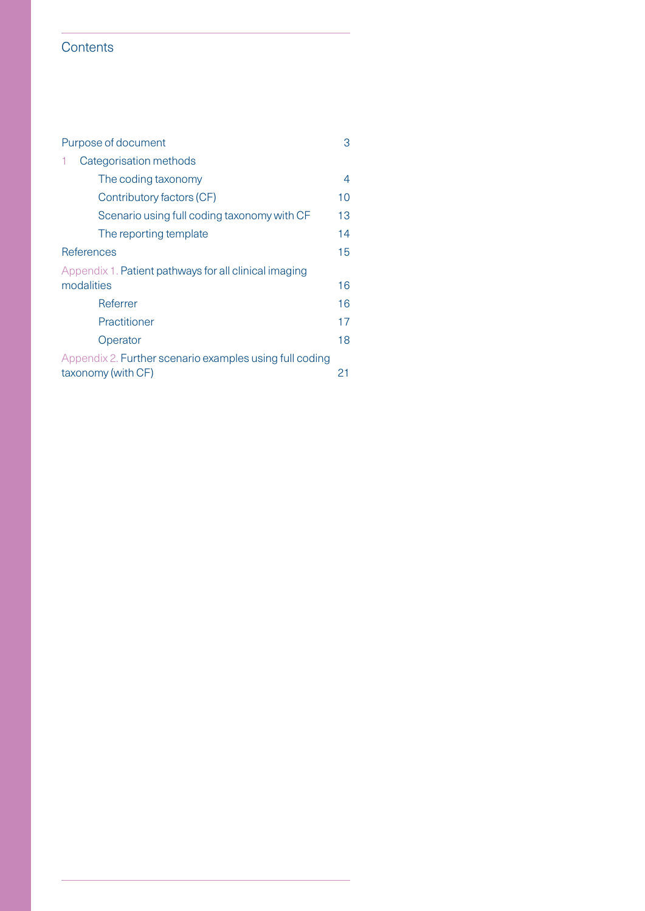## Contents

| | |
|---|---|
| Purpose of document | 3 |
| 1 Categorisation methods | |
| The coding taxonomy | 4 |
| Contributory factors (CF) | 10 |
| Scenario using full coding taxonomy with CF | 13 |
| The reporting template | 14 |
| References | 15 |
| Appendix 1. Patient pathways for all clinical imaging modalities | 16 |
| Referrer | 16 |
| Practitioner | 17 |
| Operator | 18 |
| Appendix 2. Further scenario examples using full coding taxonomy (with CF) | 21 |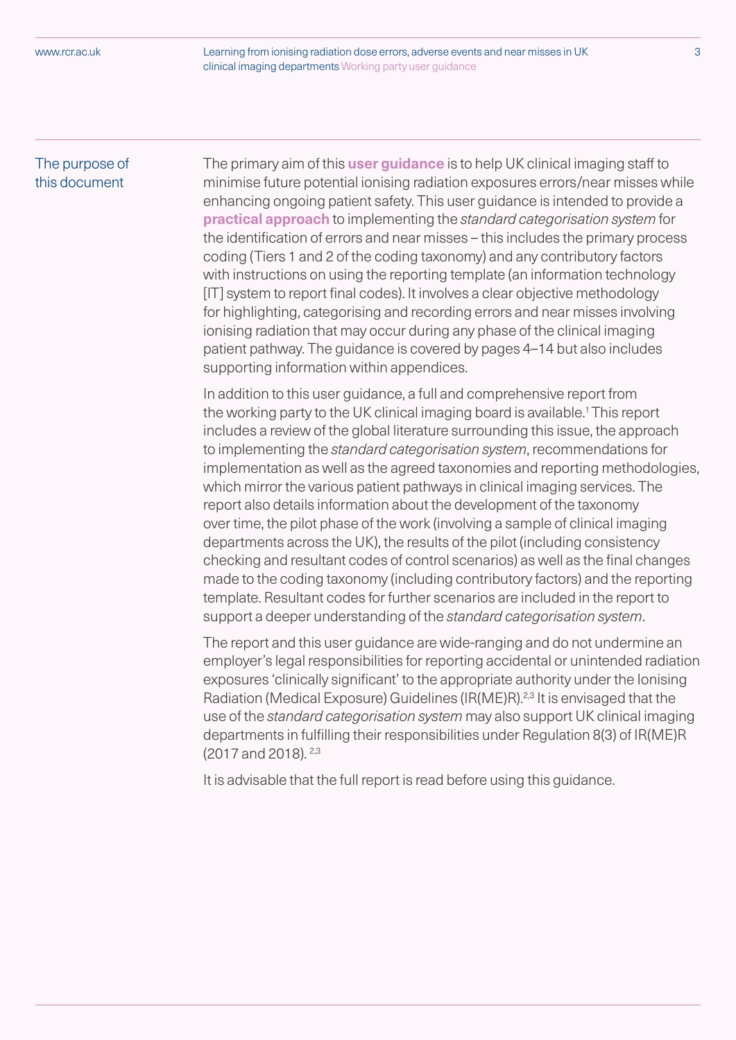## The purpose of this document

The primary aim of this **user guidance** is to help UK clinical imaging staff to minimise future potential ionising radiation exposures errors/near misses while enhancing ongoing patient safety. This user guidance is intended to provide a **practical approach** to implementing the *standard categorisation system* for the identification of errors and near misses – this includes the primary process coding (Tiers 1 and 2 of the coding taxonomy) and any contributory factors with instructions on using the reporting template (an information technology [IT] system to report final codes). It involves a clear objective methodology for highlighting, categorising and recording errors and near misses involving ionising radiation that may occur during any phase of the clinical imaging patient pathway. The guidance is covered by pages 4–14 but also includes supporting information within appendices.

In addition to this user guidance, a full and comprehensive report from the working party to the UK clinical imaging board is available.[1] This report includes a review of the global literature surrounding this issue, the approach to implementing the *standard categorisation system*, recommendations for implementation as well as the agreed taxonomies and reporting methodologies, which mirror the various patient pathways in clinical imaging services. The report also details information about the development of the taxonomy over time, the pilot phase of the work (involving a sample of clinical imaging departments across the UK), the results of the pilot (including consistency checking and resultant codes of control scenarios) as well as the final changes made to the coding taxonomy (including contributory factors) and the reporting template. Resultant codes for further scenarios are included in the report to support a deeper understanding of the *standard categorisation system*.

The report and this user guidance are wide-ranging and do not undermine an employer's legal responsibilities for reporting accidental or unintended radiation exposures 'clinically significant' to the appropriate authority under the Ionising Radiation (Medical Exposure) Guidelines (IR(ME)R).[2,3] It is envisaged that the use of the *standard categorisation system* may also support UK clinical imaging departments in fulfilling their responsibilities under Regulation 8(3) of IR(ME)R (2017 and 2018).[2,3]

It is advisable that the full report is read before using this guidance.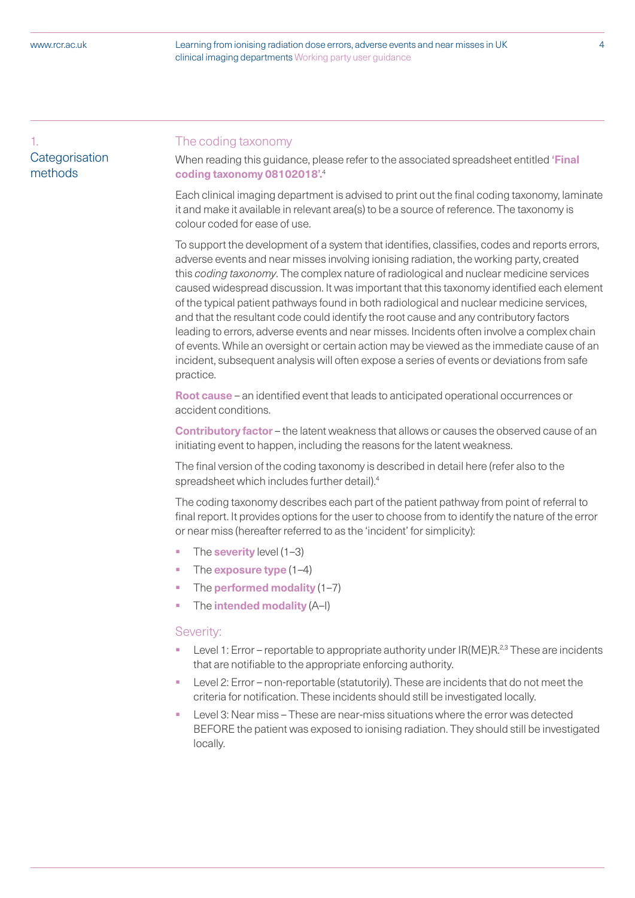## 1. Categorisation methods

### The coding taxonomy

When reading this guidance, please refer to the associated spreadsheet entitled **'Final coding taxonomy 08102018'.**[4]

Each clinical imaging department is advised to print out the final coding taxonomy, laminate it and make it available in relevant area(s) to be a source of reference. The taxonomy is colour coded for ease of use.

To support the development of a system that identifies, classifies, codes and reports errors, adverse events and near misses involving ionising radiation, the working party, created this *coding taxonomy*. The complex nature of radiological and nuclear medicine services caused widespread discussion. It was important that this taxonomy identified each element of the typical patient pathways found in both radiological and nuclear medicine services, and that the resultant code could identify the root cause and any contributory factors leading to errors, adverse events and near misses. Incidents often involve a complex chain of events. While an oversight or certain action may be viewed as the immediate cause of an incident, subsequent analysis will often expose a series of events or deviations from safe practice.

**Root cause** – an identified event that leads to anticipated operational occurrences or accident conditions.

**Contributory factor** – the latent weakness that allows or causes the observed cause of an initiating event to happen, including the reasons for the latent weakness.

The final version of the coding taxonomy is described in detail here (refer also to the spreadsheet which includes further detail).[4]

The coding taxonomy describes each part of the patient pathway from point of referral to final report. It provides options for the user to choose from to identify the nature of the error or near miss (hereafter referred to as the 'incident' for simplicity):

- The **severity** level (1–3)
- The **exposure type** (1–4)
- The **performed modality** (1–7)
- The **intended modality** (A–I)

### Severity:

- Level 1: Error – reportable to appropriate authority under IR(ME)R.[2,3] These are incidents that are notifiable to the appropriate enforcing authority.
- Level 2: Error – non-reportable (statutorily). These are incidents that do not meet the criteria for notification. These incidents should still be investigated locally.
- Level 3: Near miss – These are near-miss situations where the error was detected BEFORE the patient was exposed to ionising radiation. They should still be investigated locally.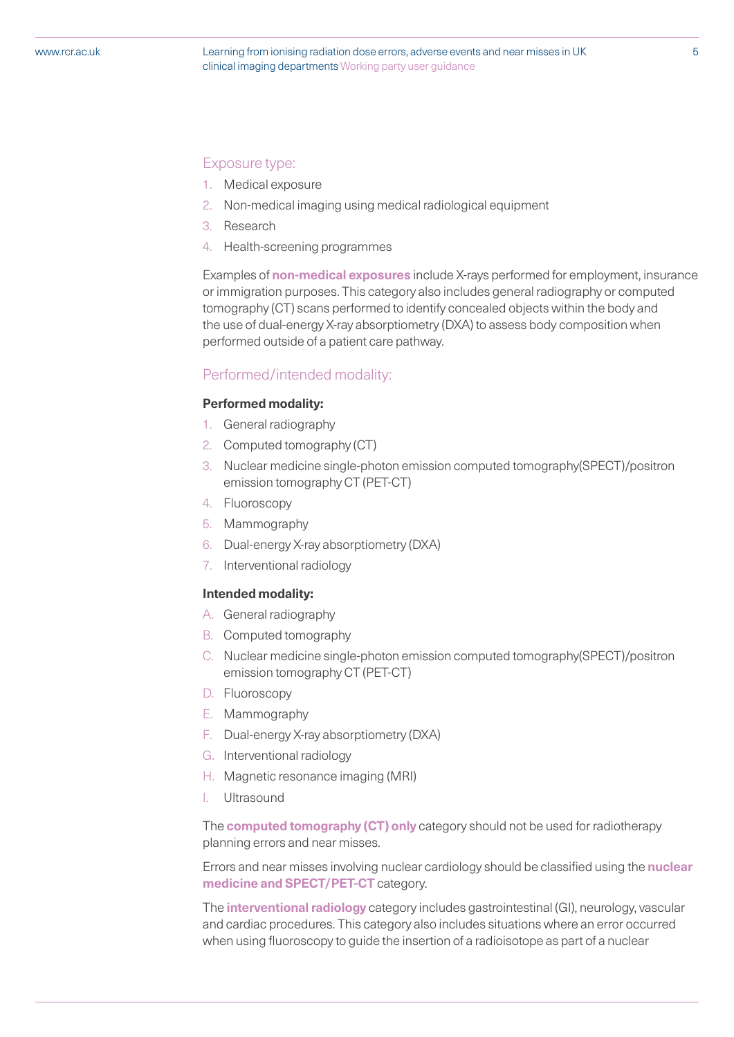## Exposure type:

1. Medical exposure
2. Non-medical imaging using medical radiological equipment
3. Research
4. Health-screening programmes

Examples of **non-medical exposures** include X-rays performed for employment, insurance or immigration purposes. This category also includes general radiography or computed tomography (CT) scans performed to identify concealed objects within the body and the use of dual-energy X-ray absorptiometry (DXA) to assess body composition when performed outside of a patient care pathway.

## Performed/intended modality:

**Performed modality:**

1. General radiography
2. Computed tomography (CT)
3. Nuclear medicine single-photon emission computed tomography(SPECT)/positron emission tomography CT (PET-CT)
4. Fluoroscopy
5. Mammography
6. Dual-energy X-ray absorptiometry (DXA)
7. Interventional radiology

**Intended modality:**

A. General radiography
B. Computed tomography
C. Nuclear medicine single-photon emission computed tomography(SPECT)/positron emission tomography CT (PET-CT)
D. Fluoroscopy
E. Mammography
F. Dual-energy X-ray absorptiometry (DXA)
G. Interventional radiology
H. Magnetic resonance imaging (MRI)
I. Ultrasound

The **computed tomography (CT) only** category should not be used for radiotherapy planning errors and near misses.

Errors and near misses involving nuclear cardiology should be classified using the **nuclear medicine and SPECT/PET-CT** category.

The **interventional radiology** category includes gastrointestinal (GI), neurology, vascular and cardiac procedures. This category also includes situations where an error occurred when using fluoroscopy to guide the insertion of a radioisotope as part of a nuclear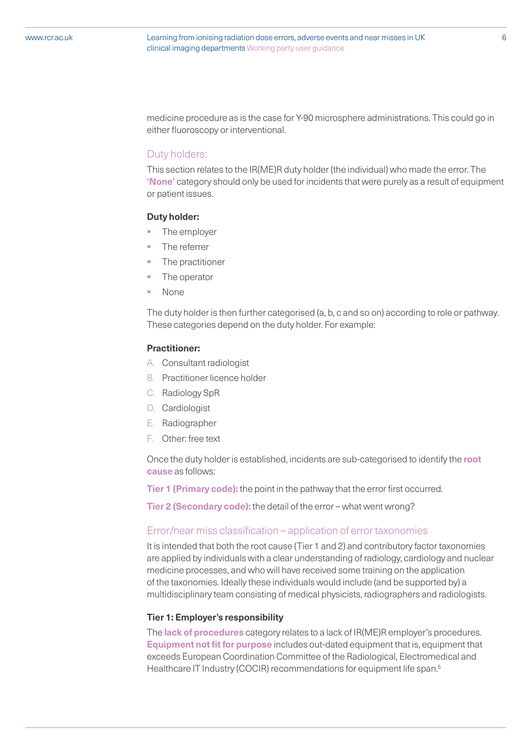medicine procedure as is the case for Y-90 microsphere administrations. This could go in either fluoroscopy or interventional.

## Duty holders:

This section relates to the IR(ME)R duty holder (the individual) who made the error. The **'None'** category should only be used for incidents that were purely as a result of equipment or patient issues.

**Duty holder:**

- The employer
- The referrer
- The practitioner
- The operator
- None

The duty holder is then further categorised (a, b, c and so on) according to role or pathway. These categories depend on the duty holder. For example:

**Practitioner:**

A. Consultant radiologist
B. Practitioner licence holder
C. Radiology SpR
D. Cardiologist
E. Radiographer
F. Other: free text

Once the duty holder is established, incidents are sub-categorised to identify the **root cause** as follows:

**Tier 1 (Primary code):** the point in the pathway that the error first occurred.

**Tier 2 (Secondary code):** the detail of the error – what went wrong?

## Error/near miss classification – application of error taxonomies

It is intended that both the root cause (Tier 1 and 2) and contributory factor taxonomies are applied by individuals with a clear understanding of radiology, cardiology and nuclear medicine processes, and who will have received some training on the application of the taxonomies. Ideally these individuals would include (and be supported by) a multidisciplinary team consisting of medical physicists, radiographers and radiologists.

**Tier 1: Employer's responsibility**

The **lack of procedures** category relates to a lack of IR(ME)R employer's procedures. **Equipment not fit for purpose** includes out-dated equipment that is, equipment that exceeds European Coordination Committee of the Radiological, Electromedical and Healthcare IT Industry (COCIR) recommendations for equipment life span.[5]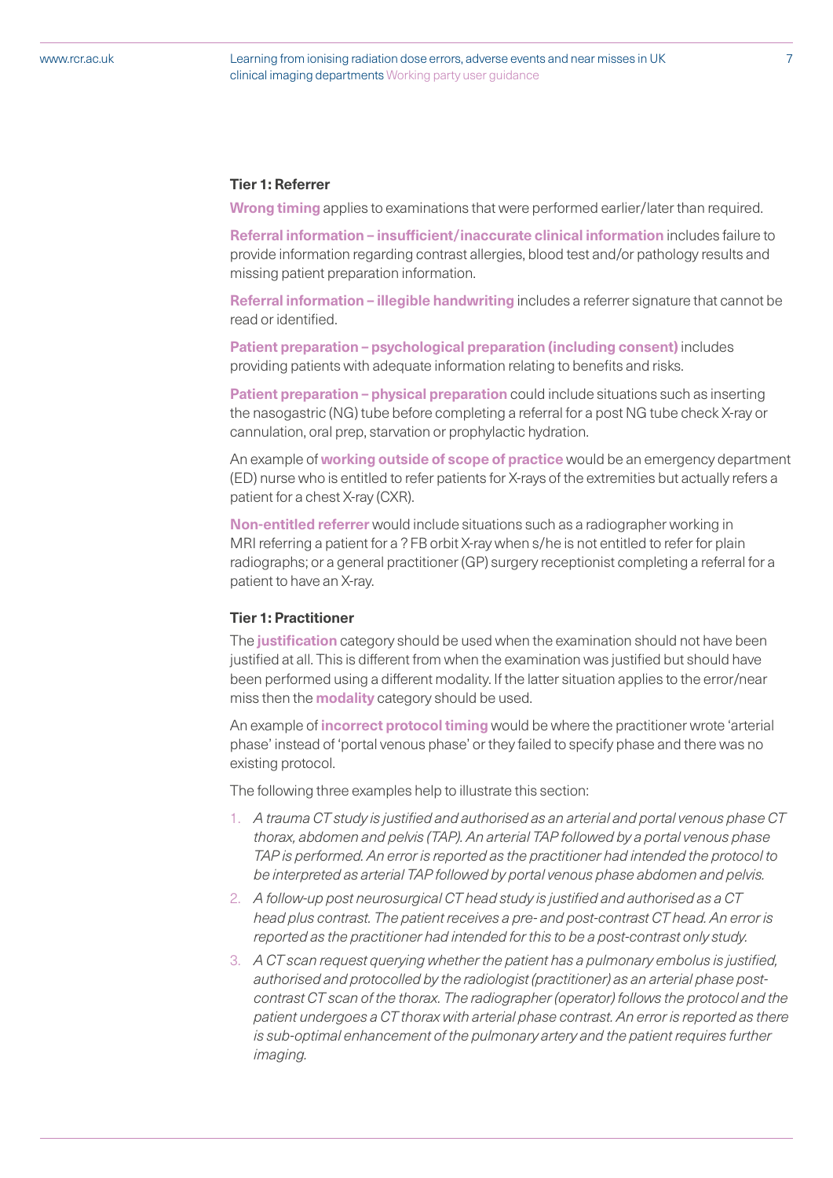### Tier 1: Referrer

**Wrong timing** applies to examinations that were performed earlier/later than required.

**Referral information – insufficient/inaccurate clinical information** includes failure to provide information regarding contrast allergies, blood test and/or pathology results and missing patient preparation information.

**Referral information – illegible handwriting** includes a referrer signature that cannot be read or identified.

**Patient preparation – psychological preparation (including consent)** includes providing patients with adequate information relating to benefits and risks.

**Patient preparation – physical preparation** could include situations such as inserting the nasogastric (NG) tube before completing a referral for a post NG tube check X-ray or cannulation, oral prep, starvation or prophylactic hydration.

An example of **working outside of scope of practice** would be an emergency department (ED) nurse who is entitled to refer patients for X-rays of the extremities but actually refers a patient for a chest X-ray (CXR).

**Non-entitled referrer** would include situations such as a radiographer working in MRI referring a patient for a ? FB orbit X-ray when s/he is not entitled to refer for plain radiographs; or a general practitioner (GP) surgery receptionist completing a referral for a patient to have an X-ray.

### Tier 1: Practitioner

The **justification** category should be used when the examination should not have been justified at all. This is different from when the examination was justified but should have been performed using a different modality. If the latter situation applies to the error/near miss then the **modality** category should be used.

An example of **incorrect protocol timing** would be where the practitioner wrote 'arterial phase' instead of 'portal venous phase' or they failed to specify phase and there was no existing protocol.

The following three examples help to illustrate this section:

1. *A trauma CT study is justified and authorised as an arterial and portal venous phase CT thorax, abdomen and pelvis (TAP). An arterial TAP followed by a portal venous phase TAP is performed. An error is reported as the practitioner had intended the protocol to be interpreted as arterial TAP followed by portal venous phase abdomen and pelvis.*
2. *A follow-up post neurosurgical CT head study is justified and authorised as a CT head plus contrast. The patient receives a pre- and post-contrast CT head. An error is reported as the practitioner had intended for this to be a post-contrast only study.*
3. *A CT scan request querying whether the patient has a pulmonary embolus is justified, authorised and protocolled by the radiologist (practitioner) as an arterial phase post-contrast CT scan of the thorax. The radiographer (operator) follows the protocol and the patient undergoes a CT thorax with arterial phase contrast. An error is reported as there is sub-optimal enhancement of the pulmonary artery and the patient requires further imaging.*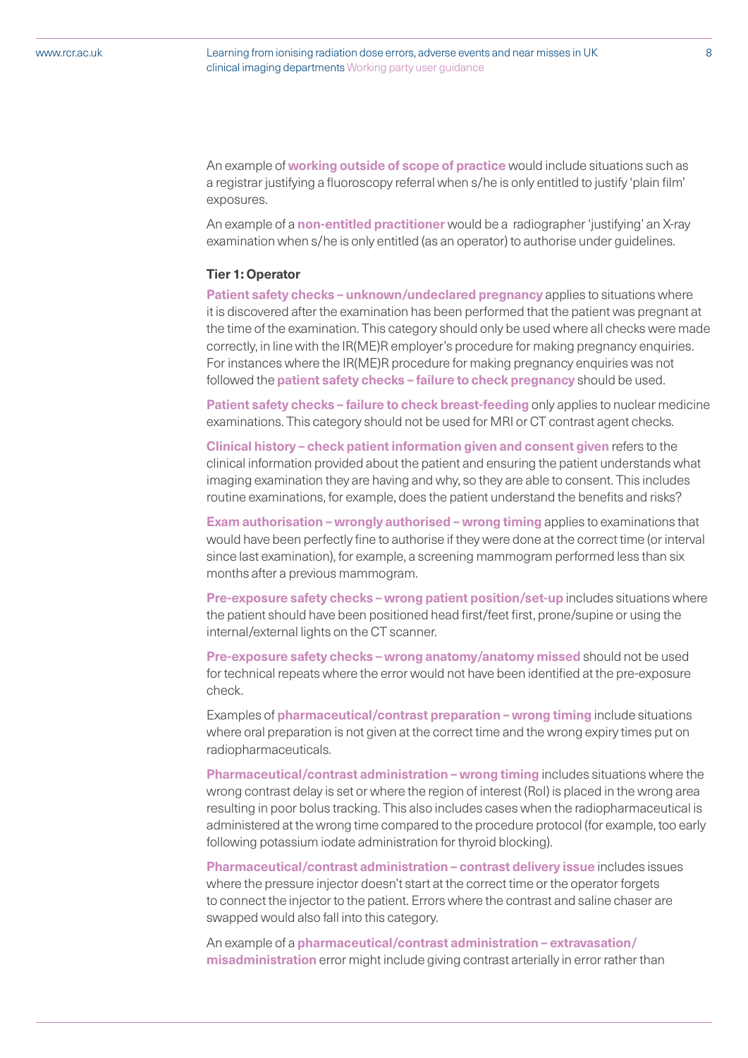An example of **working outside of scope of practice** would include situations such as a registrar justifying a fluoroscopy referral when s/he is only entitled to justify 'plain film' exposures.

An example of a **non-entitled practitioner** would be a radiographer 'justifying' an X-ray examination when s/he is only entitled (as an operator) to authorise under guidelines.

### Tier 1: Operator

**Patient safety checks – unknown/undeclared pregnancy** applies to situations where it is discovered after the examination has been performed that the patient was pregnant at the time of the examination. This category should only be used where all checks were made correctly, in line with the IR(ME)R employer's procedure for making pregnancy enquiries. For instances where the IR(ME)R procedure for making pregnancy enquiries was not followed the **patient safety checks – failure to check pregnancy** should be used.

**Patient safety checks – failure to check breast-feeding** only applies to nuclear medicine examinations. This category should not be used for MRI or CT contrast agent checks.

**Clinical history – check patient information given and consent given** refers to the clinical information provided about the patient and ensuring the patient understands what imaging examination they are having and why, so they are able to consent. This includes routine examinations, for example, does the patient understand the benefits and risks?

**Exam authorisation – wrongly authorised – wrong timing** applies to examinations that would have been perfectly fine to authorise if they were done at the correct time (or interval since last examination), for example, a screening mammogram performed less than six months after a previous mammogram.

**Pre-exposure safety checks – wrong patient position/set-up** includes situations where the patient should have been positioned head first/feet first, prone/supine or using the internal/external lights on the CT scanner.

**Pre-exposure safety checks – wrong anatomy/anatomy missed** should not be used for technical repeats where the error would not have been identified at the pre-exposure check.

Examples of **pharmaceutical/contrast preparation – wrong timing** include situations where oral preparation is not given at the correct time and the wrong expiry times put on radiopharmaceuticals.

**Pharmaceutical/contrast administration – wrong timing** includes situations where the wrong contrast delay is set or where the region of interest (RoI) is placed in the wrong area resulting in poor bolus tracking. This also includes cases when the radiopharmaceutical is administered at the wrong time compared to the procedure protocol (for example, too early following potassium iodate administration for thyroid blocking).

**Pharmaceutical/contrast administration – contrast delivery issue** includes issues where the pressure injector doesn't start at the correct time or the operator forgets to connect the injector to the patient. Errors where the contrast and saline chaser are swapped would also fall into this category.

An example of a **pharmaceutical/contrast administration – extravasation/misadministration** error might include giving contrast arterially in error rather than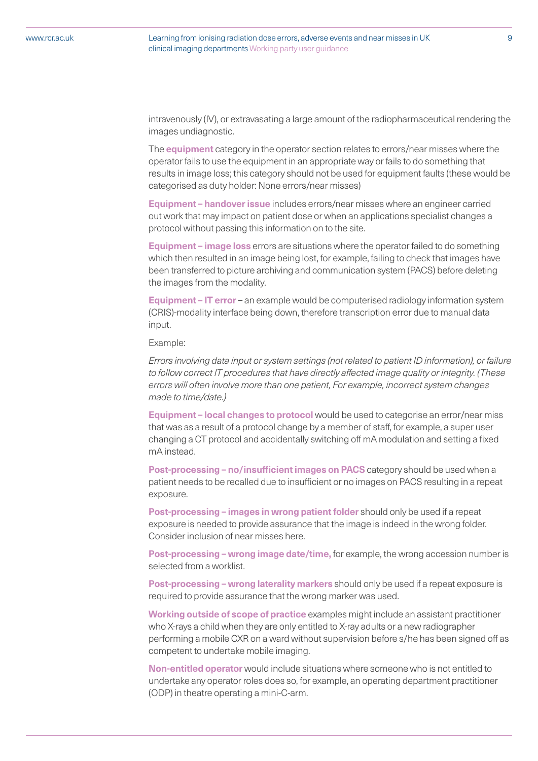intravenously (IV), or extravasating a large amount of the radiopharmaceutical rendering the images undiagnostic.

The **equipment** category in the operator section relates to errors/near misses where the operator fails to use the equipment in an appropriate way or fails to do something that results in image loss; this category should not be used for equipment faults (these would be categorised as duty holder: None errors/near misses)

**Equipment – handover issue** includes errors/near misses where an engineer carried out work that may impact on patient dose or when an applications specialist changes a protocol without passing this information on to the site.

**Equipment – image loss** errors are situations where the operator failed to do something which then resulted in an image being lost, for example, failing to check that images have been transferred to picture archiving and communication system (PACS) before deleting the images from the modality.

**Equipment – IT error** – an example would be computerised radiology information system (CRIS)-modality interface being down, therefore transcription error due to manual data input.

Example:

*Errors involving data input or system settings (not related to patient ID information), or failure to follow correct IT procedures that have directly affected image quality or integrity. (These errors will often involve more than one patient, For example, incorrect system changes made to time/date.)*

**Equipment – local changes to protocol** would be used to categorise an error/near miss that was as a result of a protocol change by a member of staff, for example, a super user changing a CT protocol and accidentally switching off mA modulation and setting a fixed mA instead.

**Post-processing – no/insufficient images on PACS** category should be used when a patient needs to be recalled due to insufficient or no images on PACS resulting in a repeat exposure.

**Post-processing – images in wrong patient folder** should only be used if a repeat exposure is needed to provide assurance that the image is indeed in the wrong folder. Consider inclusion of near misses here.

**Post-processing – wrong image date/time,** for example, the wrong accession number is selected from a worklist.

**Post-processing – wrong laterality markers** should only be used if a repeat exposure is required to provide assurance that the wrong marker was used.

**Working outside of scope of practice** examples might include an assistant practitioner who X-rays a child when they are only entitled to X-ray adults or a new radiographer performing a mobile CXR on a ward without supervision before s/he has been signed off as competent to undertake mobile imaging.

**Non-entitled operator** would include situations where someone who is not entitled to undertake any operator roles does so, for example, an operating department practitioner (ODP) in theatre operating a mini-C-arm.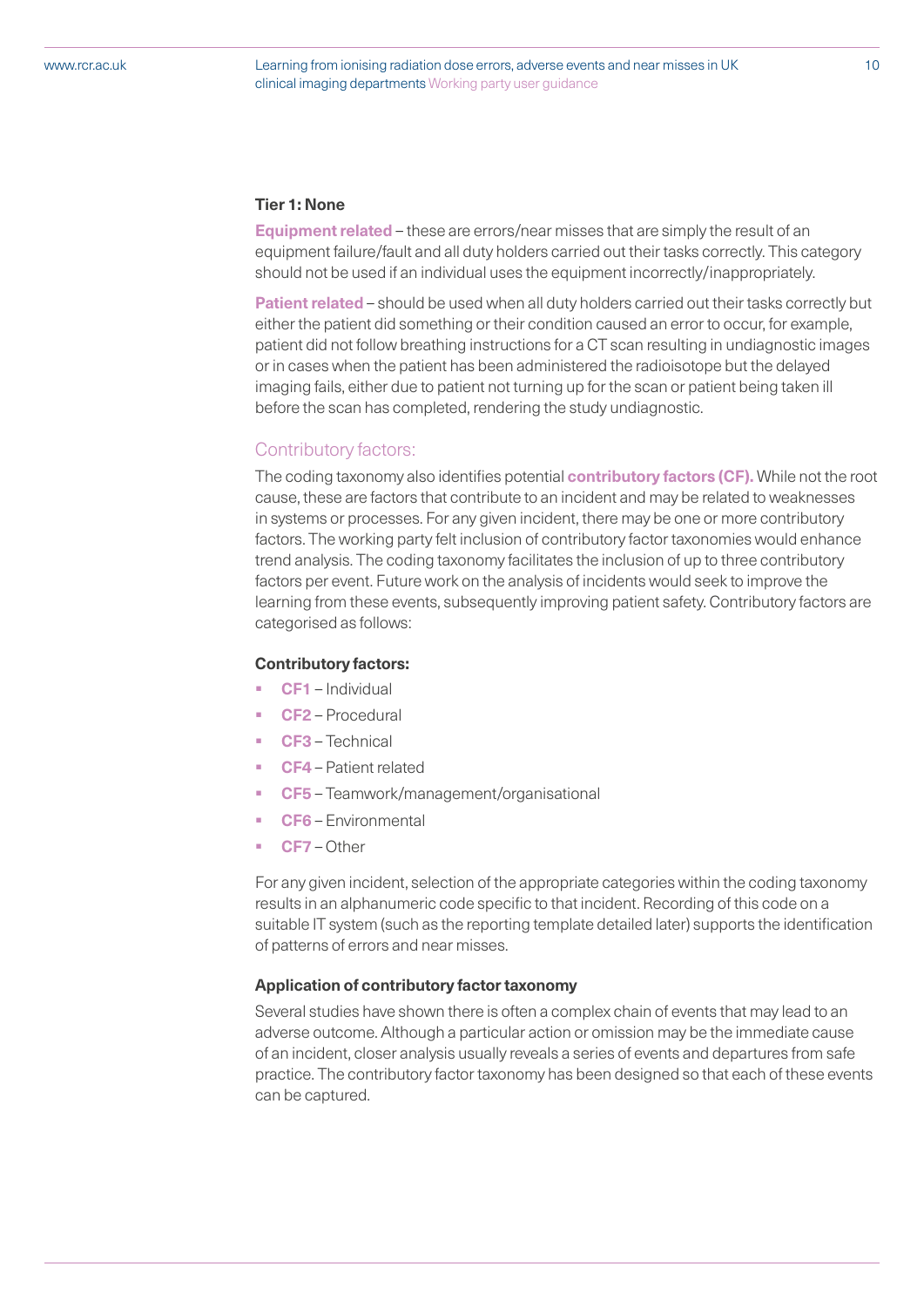**Tier 1: None**

**Equipment related** – these are errors/near misses that are simply the result of an equipment failure/fault and all duty holders carried out their tasks correctly. This category should not be used if an individual uses the equipment incorrectly/inappropriately.

**Patient related** – should be used when all duty holders carried out their tasks correctly but either the patient did something or their condition caused an error to occur, for example, patient did not follow breathing instructions for a CT scan resulting in undiagnostic images or in cases when the patient has been administered the radioisotope but the delayed imaging fails, either due to patient not turning up for the scan or patient being taken ill before the scan has completed, rendering the study undiagnostic.

## Contributory factors:

The coding taxonomy also identifies potential **contributory factors (CF).** While not the root cause, these are factors that contribute to an incident and may be related to weaknesses in systems or processes. For any given incident, there may be one or more contributory factors. The working party felt inclusion of contributory factor taxonomies would enhance trend analysis. The coding taxonomy facilitates the inclusion of up to three contributory factors per event. Future work on the analysis of incidents would seek to improve the learning from these events, subsequently improving patient safety. Contributory factors are categorised as follows:

**Contributory factors:**

- **CF1** – Individual
- **CF2** – Procedural
- **CF3** – Technical
- **CF4** – Patient related
- **CF5** – Teamwork/management/organisational
- **CF6** – Environmental
- **CF7** – Other

For any given incident, selection of the appropriate categories within the coding taxonomy results in an alphanumeric code specific to that incident. Recording of this code on a suitable IT system (such as the reporting template detailed later) supports the identification of patterns of errors and near misses.

**Application of contributory factor taxonomy**

Several studies have shown there is often a complex chain of events that may lead to an adverse outcome. Although a particular action or omission may be the immediate cause of an incident, closer analysis usually reveals a series of events and departures from safe practice. The contributory factor taxonomy has been designed so that each of these events can be captured.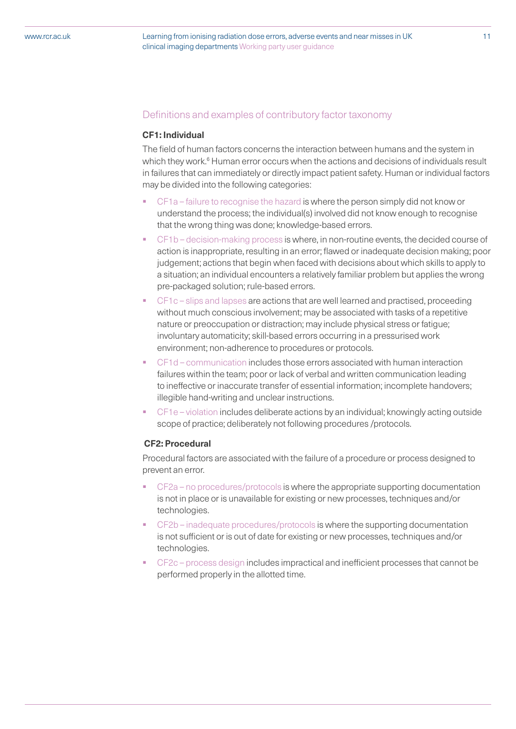## Definitions and examples of contributory factor taxonomy

### CF1: Individual

The field of human factors concerns the interaction between humans and the system in which they work.[6] Human error occurs when the actions and decisions of individuals result in failures that can immediately or directly impact patient safety. Human or individual factors may be divided into the following categories:

- CF1a – failure to recognise the hazard is where the person simply did not know or understand the process; the individual(s) involved did not know enough to recognise that the wrong thing was done; knowledge-based errors.
- CF1b – decision-making process is where, in non-routine events, the decided course of action is inappropriate, resulting in an error; flawed or inadequate decision making; poor judgement; actions that begin when faced with decisions about which skills to apply to a situation; an individual encounters a relatively familiar problem but applies the wrong pre-packaged solution; rule-based errors.
- CF1c – slips and lapses are actions that are well learned and practised, proceeding without much conscious involvement; may be associated with tasks of a repetitive nature or preoccupation or distraction; may include physical stress or fatigue; involuntary automaticity; skill-based errors occurring in a pressurised work environment; non-adherence to procedures or protocols.
- CF1d – communication includes those errors associated with human interaction failures within the team; poor or lack of verbal and written communication leading to ineffective or inaccurate transfer of essential information; incomplete handovers; illegible hand-writing and unclear instructions.
- CF1e – violation includes deliberate actions by an individual; knowingly acting outside scope of practice; deliberately not following procedures /protocols.

### CF2: Procedural

Procedural factors are associated with the failure of a procedure or process designed to prevent an error.

- CF2a – no procedures/protocols is where the appropriate supporting documentation is not in place or is unavailable for existing or new processes, techniques and/or technologies.
- CF2b – inadequate procedures/protocols is where the supporting documentation is not sufficient or is out of date for existing or new processes, techniques and/or technologies.
- CF2c – process design includes impractical and inefficient processes that cannot be performed properly in the allotted time.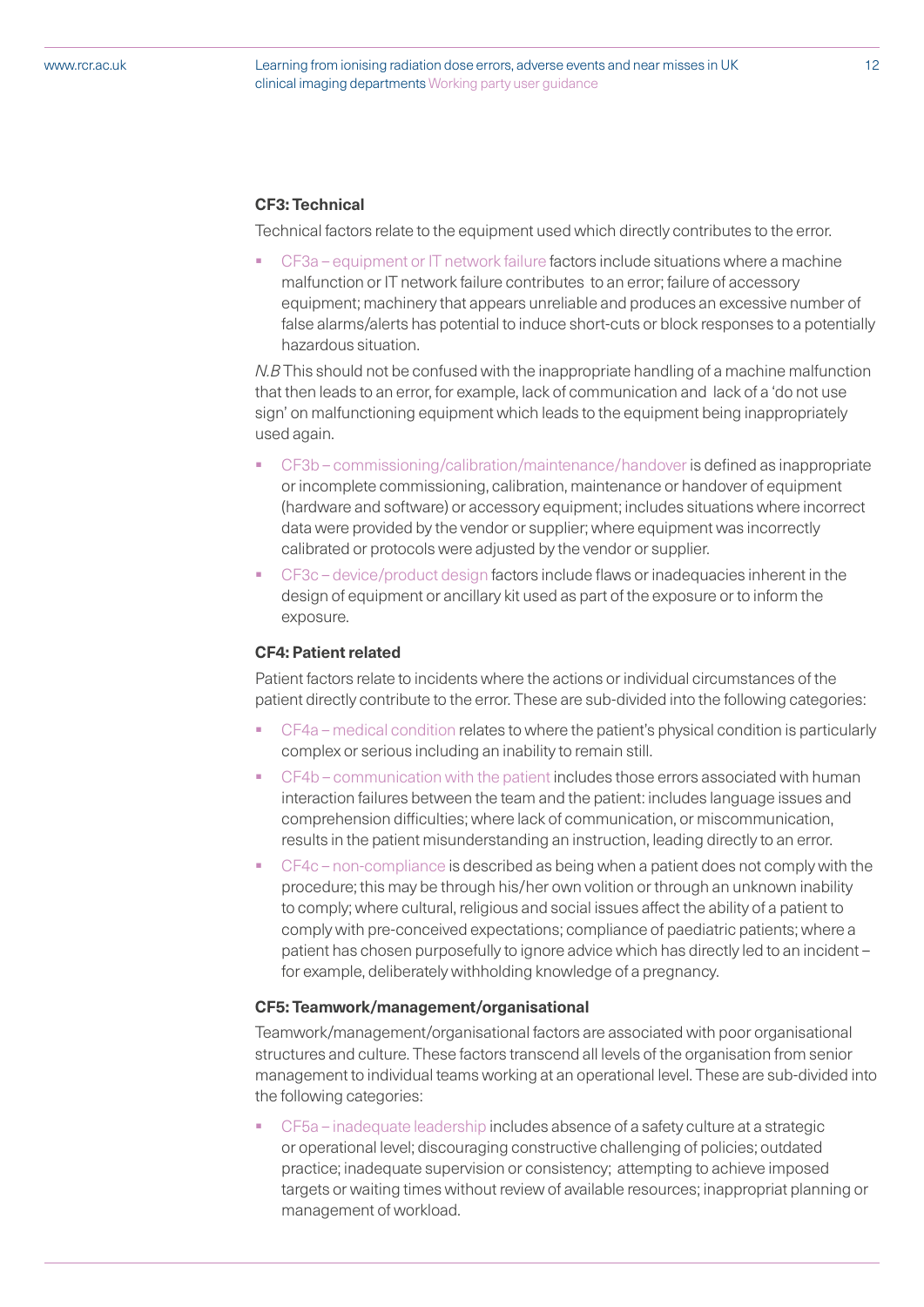### CF3: Technical

Technical factors relate to the equipment used which directly contributes to the error.

- CF3a – equipment or IT network failure factors include situations where a machine malfunction or IT network failure contributes to an error; failure of accessory equipment; machinery that appears unreliable and produces an excessive number of false alarms/alerts has potential to induce short-cuts or block responses to a potentially hazardous situation.

*N.B* This should not be confused with the inappropriate handling of a machine malfunction that then leads to an error, for example, lack of communication and lack of a 'do not use sign' on malfunctioning equipment which leads to the equipment being inappropriately used again.

- CF3b – commissioning/calibration/maintenance/handover is defined as inappropriate or incomplete commissioning, calibration, maintenance or handover of equipment (hardware and software) or accessory equipment; includes situations where incorrect data were provided by the vendor or supplier; where equipment was incorrectly calibrated or protocols were adjusted by the vendor or supplier.
- CF3c – device/product design factors include flaws or inadequacies inherent in the design of equipment or ancillary kit used as part of the exposure or to inform the exposure.

### CF4: Patient related

Patient factors relate to incidents where the actions or individual circumstances of the patient directly contribute to the error. These are sub-divided into the following categories:

- CF4a – medical condition relates to where the patient's physical condition is particularly complex or serious including an inability to remain still.
- CF4b – communication with the patient includes those errors associated with human interaction failures between the team and the patient: includes language issues and comprehension difficulties; where lack of communication, or miscommunication, results in the patient misunderstanding an instruction, leading directly to an error.
- CF4c – non-compliance is described as being when a patient does not comply with the procedure; this may be through his/her own volition or through an unknown inability to comply; where cultural, religious and social issues affect the ability of a patient to comply with pre-conceived expectations; compliance of paediatric patients; where a patient has chosen purposefully to ignore advice which has directly led to an incident – for example, deliberately withholding knowledge of a pregnancy.

### CF5: Teamwork/management/organisational

Teamwork/management/organisational factors are associated with poor organisational structures and culture. These factors transcend all levels of the organisation from senior management to individual teams working at an operational level. These are sub-divided into the following categories:

- CF5a – inadequate leadership includes absence of a safety culture at a strategic or operational level; discouraging constructive challenging of policies; outdated practice; inadequate supervision or consistency; attempting to achieve imposed targets or waiting times without review of available resources; inappropriat planning or management of workload.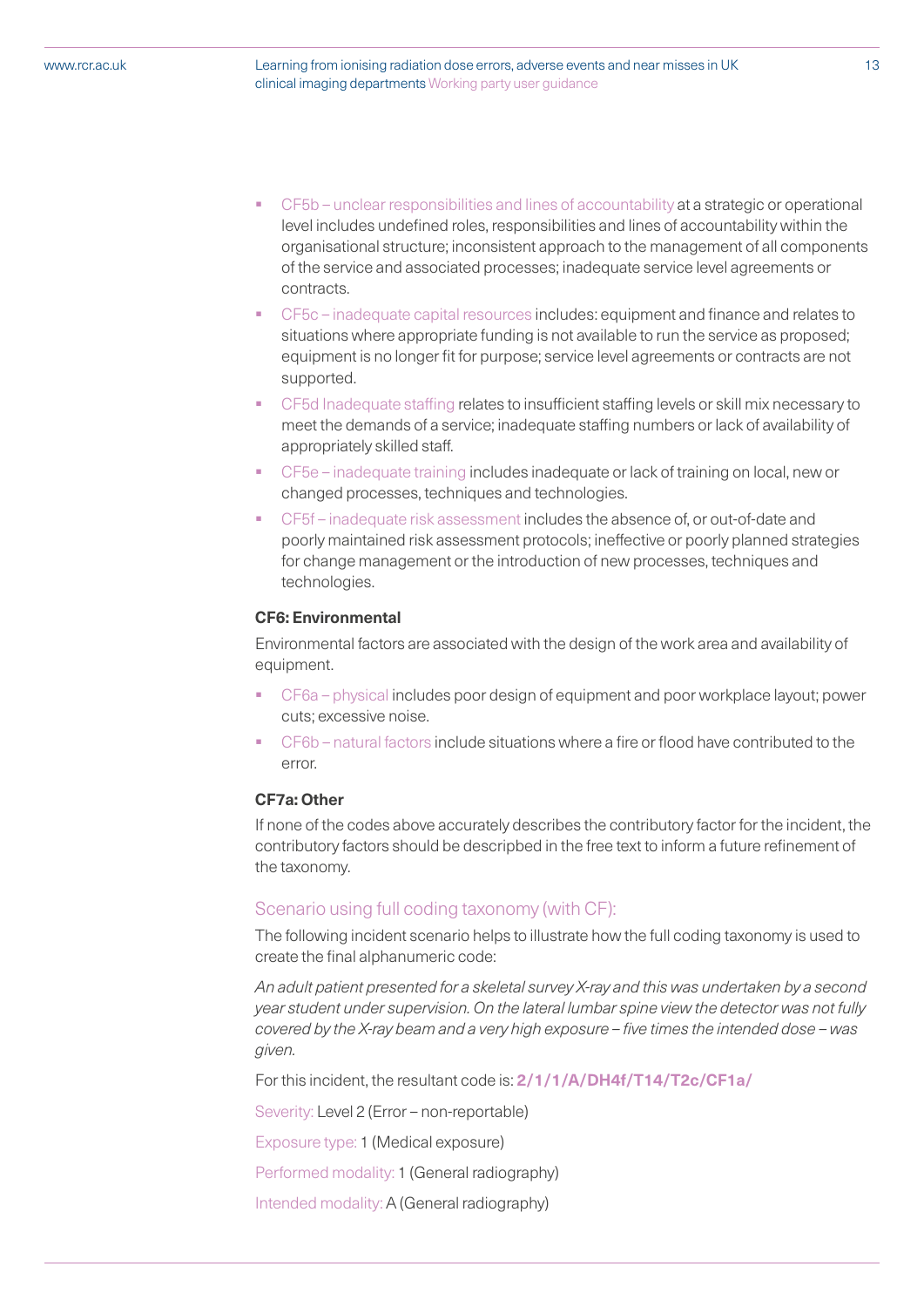- CF5b – unclear responsibilities and lines of accountability at a strategic or operational level includes undefined roles, responsibilities and lines of accountability within the organisational structure; inconsistent approach to the management of all components of the service and associated processes; inadequate service level agreements or contracts.
- CF5c – inadequate capital resources includes: equipment and finance and relates to situations where appropriate funding is not available to run the service as proposed; equipment is no longer fit for purpose; service level agreements or contracts are not supported.
- CF5d Inadequate staffing relates to insufficient staffing levels or skill mix necessary to meet the demands of a service; inadequate staffing numbers or lack of availability of appropriately skilled staff.
- CF5e – inadequate training includes inadequate or lack of training on local, new or changed processes, techniques and technologies.
- CF5f – inadequate risk assessment includes the absence of, or out-of-date and poorly maintained risk assessment protocols; ineffective or poorly planned strategies for change management or the introduction of new processes, techniques and technologies.

**CF6: Environmental**

Environmental factors are associated with the design of the work area and availability of equipment.

- CF6a – physical includes poor design of equipment and poor workplace layout; power cuts; excessive noise.
- CF6b – natural factors include situations where a fire or flood have contributed to the error.

**CF7a: Other**

If none of the codes above accurately describes the contributory factor for the incident, the contributory factors should be descripbed in the free text to inform a future refinement of the taxonomy.

## Scenario using full coding taxonomy (with CF):

The following incident scenario helps to illustrate how the full coding taxonomy is used to create the final alphanumeric code:

*An adult patient presented for a skeletal survey X-ray and this was undertaken by a second year student under supervision. On the lateral lumbar spine view the detector was not fully covered by the X-ray beam and a very high exposure – five times the intended dose – was given.*

For this incident, the resultant code is: **2/1/1/A/DH4f/T14/T2c/CF1a/**

Severity: Level 2 (Error – non-reportable)

Exposure type: 1 (Medical exposure)

Performed modality: 1 (General radiography)

Intended modality: A (General radiography)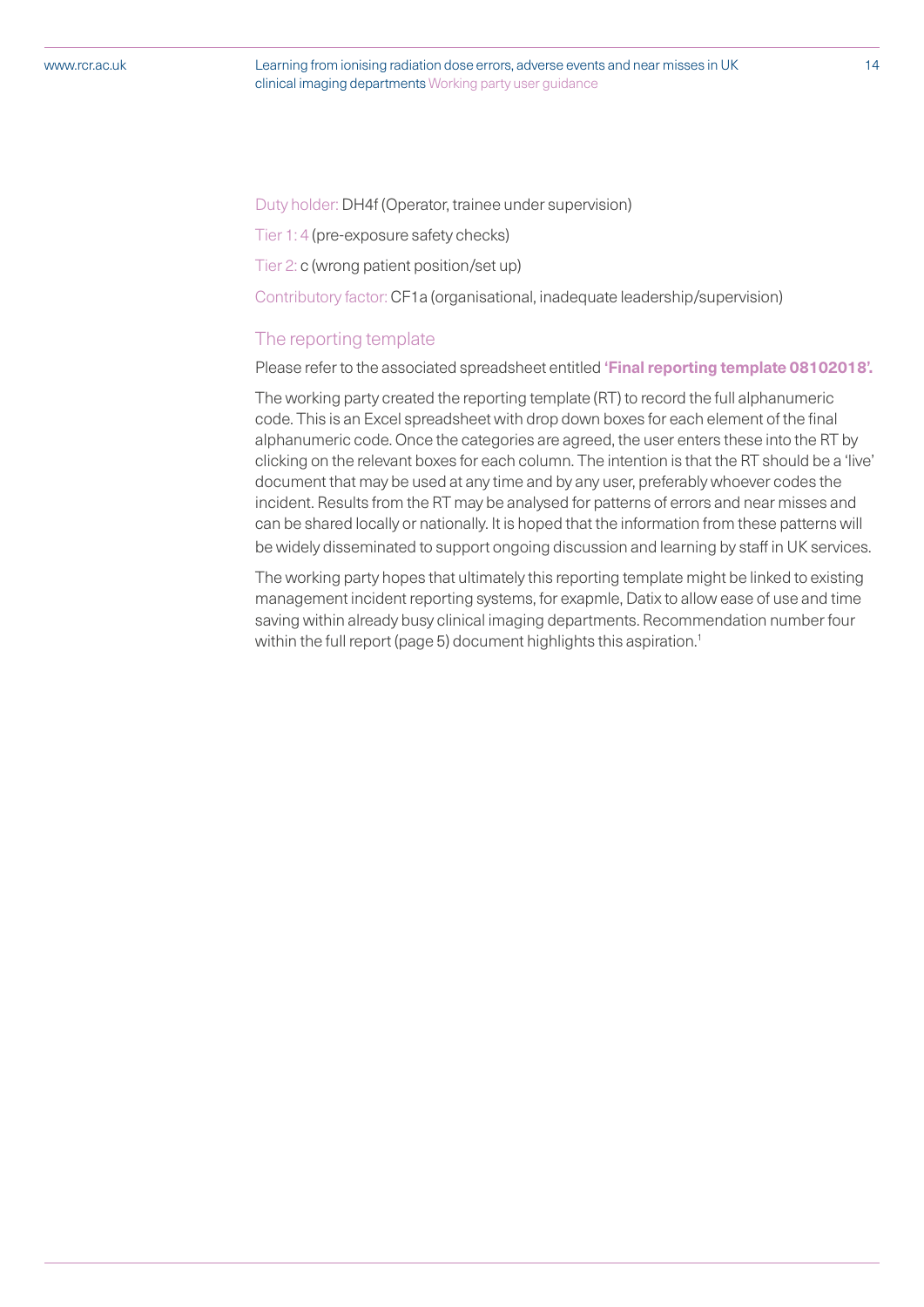Duty holder: DH4f (Operator, trainee under supervision)

Tier 1: 4 (pre-exposure safety checks)

Tier 2: c (wrong patient position/set up)

Contributory factor: CF1a (organisational, inadequate leadership/supervision)

## The reporting template

Please refer to the associated spreadsheet entitled **'Final reporting template 08102018'.**

The working party created the reporting template (RT) to record the full alphanumeric code. This is an Excel spreadsheet with drop down boxes for each element of the final alphanumeric code. Once the categories are agreed, the user enters these into the RT by clicking on the relevant boxes for each column. The intention is that the RT should be a 'live' document that may be used at any time and by any user, preferably whoever codes the incident. Results from the RT may be analysed for patterns of errors and near misses and can be shared locally or nationally. It is hoped that the information from these patterns will be widely disseminated to support ongoing discussion and learning by staff in UK services.

The working party hopes that ultimately this reporting template might be linked to existing management incident reporting systems, for exapmle, Datix to allow ease of use and time saving within already busy clinical imaging departments. Recommendation number four within the full report (page 5) document highlights this aspiration.[1]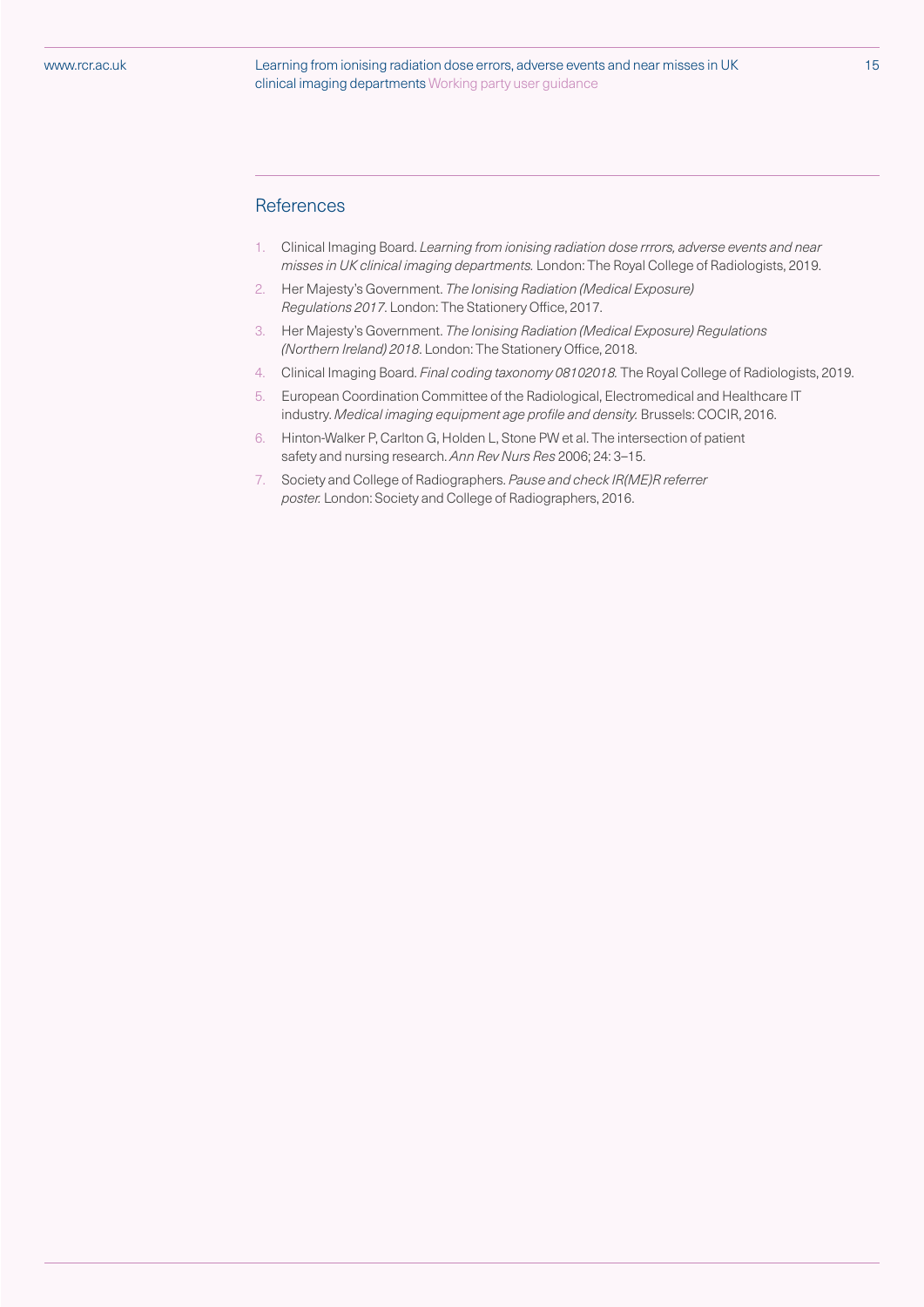## References

1. Clinical Imaging Board. *Learning from ionising radiation dose rrrors, adverse events and near misses in UK clinical imaging departments.* London: The Royal College of Radiologists, 2019.
2. Her Majesty's Government. *The Ionising Radiation (Medical Exposure) Regulations 2017*. London: The Stationery Office, 2017.
3. Her Majesty's Government. *The Ionising Radiation (Medical Exposure) Regulations (Northern Ireland) 2018*. London: The Stationery Office, 2018.
4. Clinical Imaging Board. *Final coding taxonomy 08102018.* The Royal College of Radiologists, 2019.
5. European Coordination Committee of the Radiological, Electromedical and Healthcare IT industry. *Medical imaging equipment age profile and density.* Brussels: COCIR, 2016.
6. Hinton-Walker P, Carlton G, Holden L, Stone PW et al. The intersection of patient safety and nursing research. *Ann Rev Nurs Res* 2006; 24: 3–15.
7. Society and College of Radiographers. *Pause and check IR(ME)R referrer poster.* London: Society and College of Radiographers, 2016.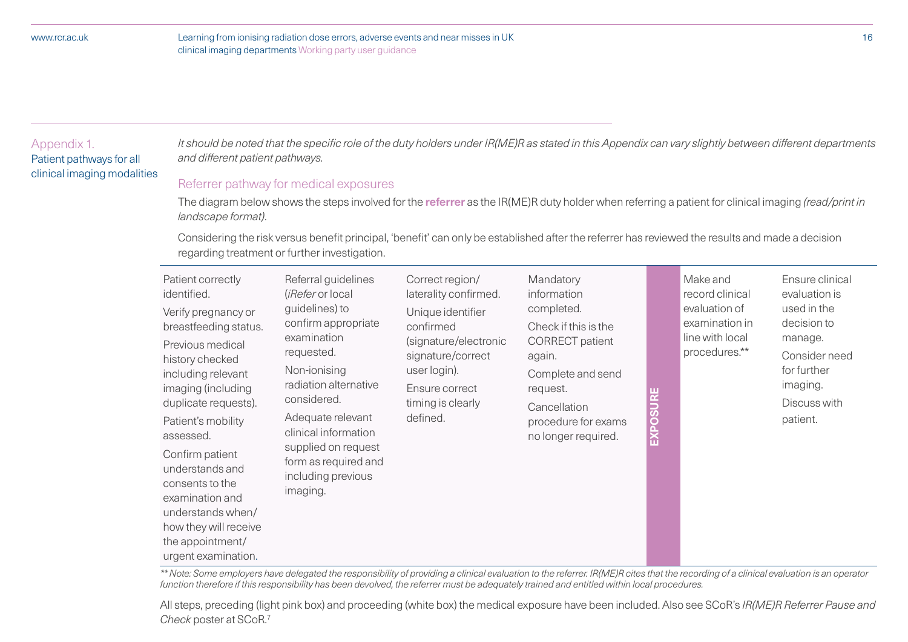## Appendix 1.
## Patient pathways for all clinical imaging modalities

*It should be noted that the specific role of the duty holders under IR(ME)R as stated in this Appendix can vary slightly between different departments and different patient pathways.*

### Referrer pathway for medical exposures

The diagram below shows the steps involved for the **referrer** as the IR(ME)R duty holder when referring a patient for clinical imaging *(read/print in landscape format).*

Considering the risk versus benefit principal, 'benefit' can only be established after the referrer has reviewed the results and made a decision regarding treatment or further investigation.

| | | | | | | |
|---|---|---|---|---|---|---|
| Patient correctly identified.<br>Verify pregnancy or breastfeeding status.<br>Previous medical history checked including relevant imaging (including duplicate requests).<br>Patient's mobility assessed.<br>Confirm patient understands and consents to the examination and understands when/how they will receive the appointment/urgent examination. | Referral guidelines (*iRefer* or local guidelines) to confirm appropriate examination requested.<br>Non-ionising radiation alternative considered.<br>Adequate relevant clinical information supplied on request form as required and including previous imaging. | Correct region/laterality confirmed.<br>Unique identifier confirmed (signature/electronic signature/correct user login).<br>Ensure correct timing is clearly defined. | Mandatory information completed.<br>Check if this is the CORRECT patient again.<br>Complete and send request.<br>Cancellation procedure for exams no longer required. | **EXPOSURE** | Make and record clinical evaluation of examination in line with local procedures.** | Ensure clinical evaluation is used in the decision to manage.<br>Consider need for further imaging.<br>Discuss with patient. |

*** Note: Some employers have delegated the responsibility of providing a clinical evaluation to the referrer. IR(ME)R cites that the recording of a clinical evaluation is an operator function therefore if this responsibility has been devolved, the referrer must be adequately trained and entitled within local procedures.*

All steps, preceding (light pink box) and proceeding (white box) the medical exposure have been included. Also see SCoR's *IR(ME)R Referrer Pause and Check* poster at SCoR.[7]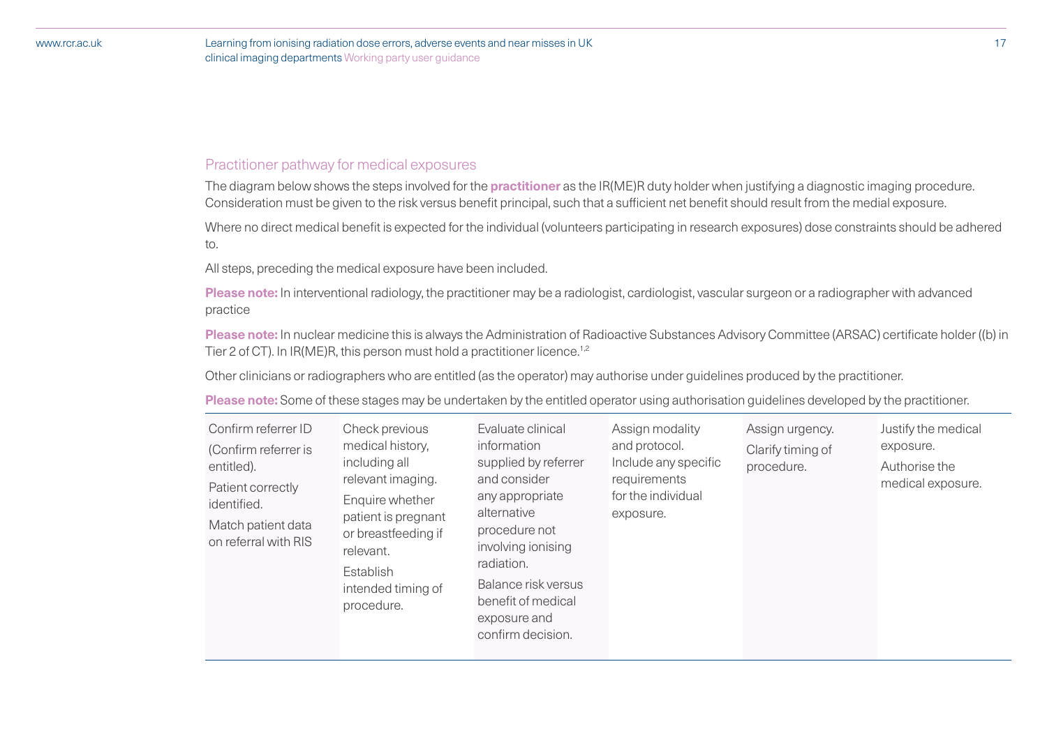## Practitioner pathway for medical exposures

The diagram below shows the steps involved for the **practitioner** as the IR(ME)R duty holder when justifying a diagnostic imaging procedure. Consideration must be given to the risk versus benefit principal, such that a sufficient net benefit should result from the medial exposure.

Where no direct medical benefit is expected for the individual (volunteers participating in research exposures) dose constraints should be adhered to.

All steps, preceding the medical exposure have been included.

**Please note:** In interventional radiology, the practitioner may be a radiologist, cardiologist, vascular surgeon or a radiographer with advanced practice

**Please note:** In nuclear medicine this is always the Administration of Radioactive Substances Advisory Committee (ARSAC) certificate holder ((b) in Tier 2 of CT). In IR(ME)R, this person must hold a practitioner licence.[1,2]

Other clinicians or radiographers who are entitled (as the operator) may authorise under guidelines produced by the practitioner.

**Please note:** Some of these stages may be undertaken by the entitled operator using authorisation guidelines developed by the practitioner.

| Confirm referrer ID (Confirm referrer is entitled). Patient correctly identified. Match patient data on referral with RIS | Check previous medical history, including all relevant imaging. Enquire whether patient is pregnant or breastfeeding if relevant. Establish intended timing of procedure. | Evaluate clinical information supplied by referrer and consider any appropriate alternative procedure not involving ionising radiation. Balance risk versus benefit of medical exposure and confirm decision. | Assign modality and protocol. Include any specific requirements for the individual exposure. | Assign urgency. Clarify timing of procedure. | Justify the medical exposure. Authorise the medical exposure. |
|---|---|---|---|---|---|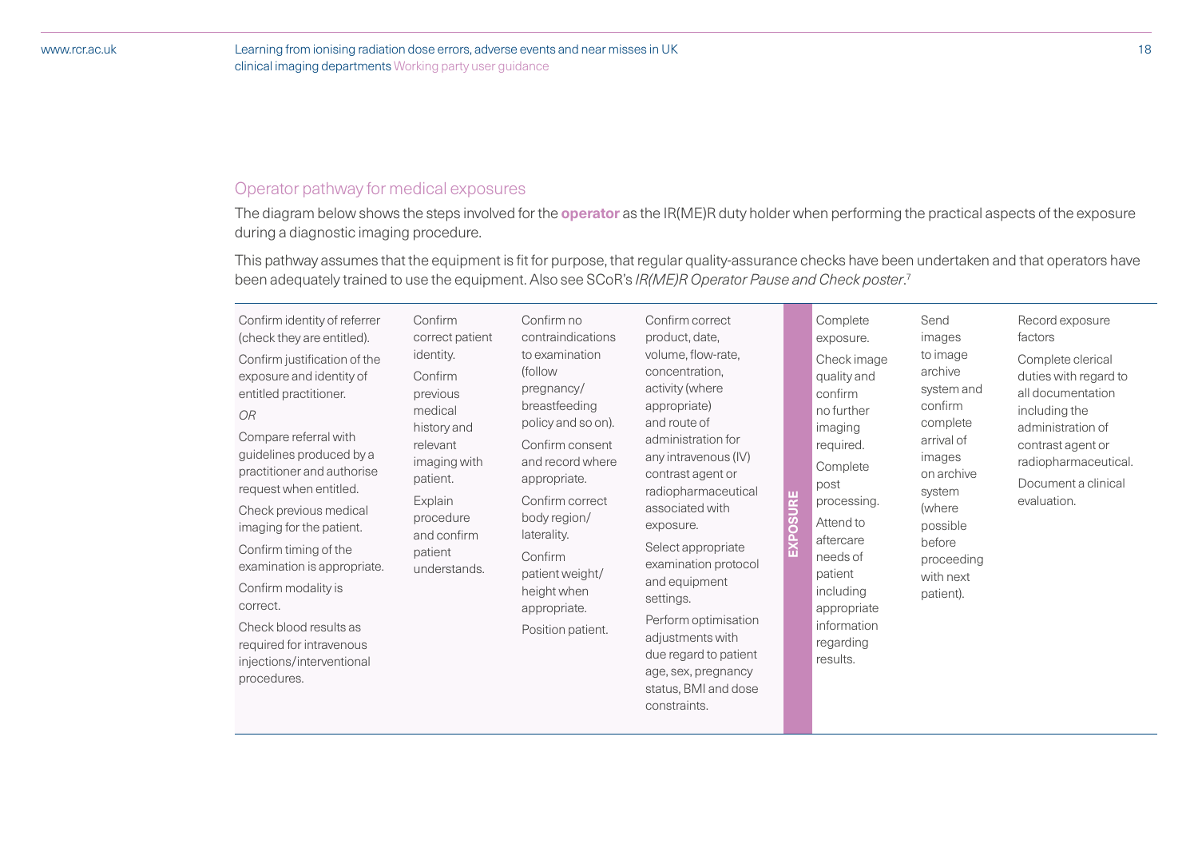## Operator pathway for medical exposures

The diagram below shows the steps involved for the **operator** as the IR(ME)R duty holder when performing the practical aspects of the exposure during a diagnostic imaging procedure.

This pathway assumes that the equipment is fit for purpose, that regular quality-assurance checks have been undertaken and that operators have been adequately trained to use the equipment. Also see SCoR's *IR(ME)R Operator Pause and Check poster*.[7]

| | | | | | | | |
|---|---|---|---|---|---|---|---|
| Confirm identity of referrer (check they are entitled).<br>Confirm justification of the exposure and identity of entitled practitioner.<br>*OR*<br>Compare referral with guidelines produced by a practitioner and authorise request when entitled.<br>Check previous medical imaging for the patient.<br>Confirm timing of the examination is appropriate.<br>Confirm modality is correct.<br>Check blood results as required for intravenous injections/interventional procedures. | Confirm correct patient identity.<br>Confirm previous medical history and relevant imaging with patient.<br>Explain procedure and confirm patient understands. | Confirm no contraindications to examination (follow pregnancy/ breastfeeding policy and so on).<br>Confirm consent and record where appropriate.<br>Confirm correct body region/ laterality.<br>Confirm patient weight/ height when appropriate.<br>Position patient. | Confirm correct product, date, volume, flow-rate, concentration, activity (where appropriate) and route of administration for any intravenous (IV) contrast agent or radiopharmaceutical associated with exposure.<br>Select appropriate examination protocol and equipment settings.<br>Perform optimisation adjustments with due regard to patient age, sex, pregnancy status, BMI and dose constraints. | **EXPOSURE** | Complete exposure.<br>Check image quality and confirm no further imaging required.<br>Complete post processing.<br>Attend to aftercare needs of patient including appropriate information regarding results. | Send images to image archive system and confirm complete arrival of images on archive system (where possible before proceeding with next patient). | Record exposure factors<br>Complete clerical duties with regard to all documentation including the administration of contrast agent or radiopharmaceutical.<br>Document a clinical evaluation. |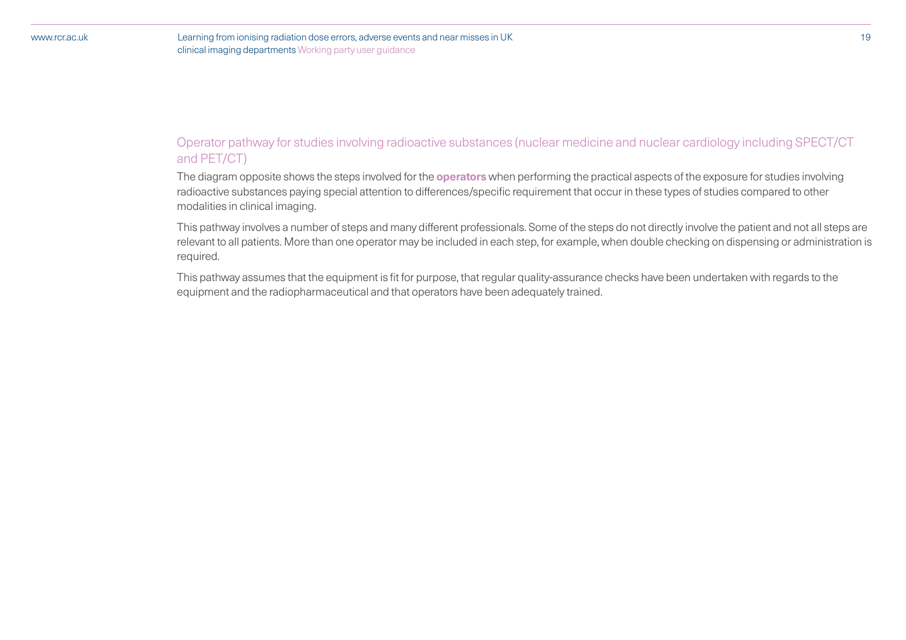## Operator pathway for studies involving radioactive substances (nuclear medicine and nuclear cardiology including SPECT/CT and PET/CT)

The diagram opposite shows the steps involved for the **operators** when performing the practical aspects of the exposure for studies involving radioactive substances paying special attention to differences/specific requirement that occur in these types of studies compared to other modalities in clinical imaging.

This pathway involves a number of steps and many different professionals. Some of the steps do not directly involve the patient and not all steps are relevant to all patients. More than one operator may be included in each step, for example, when double checking on dispensing or administration is required.

This pathway assumes that the equipment is fit for purpose, that regular quality-assurance checks have been undertaken with regards to the equipment and the radiopharmaceutical and that operators have been adequately trained.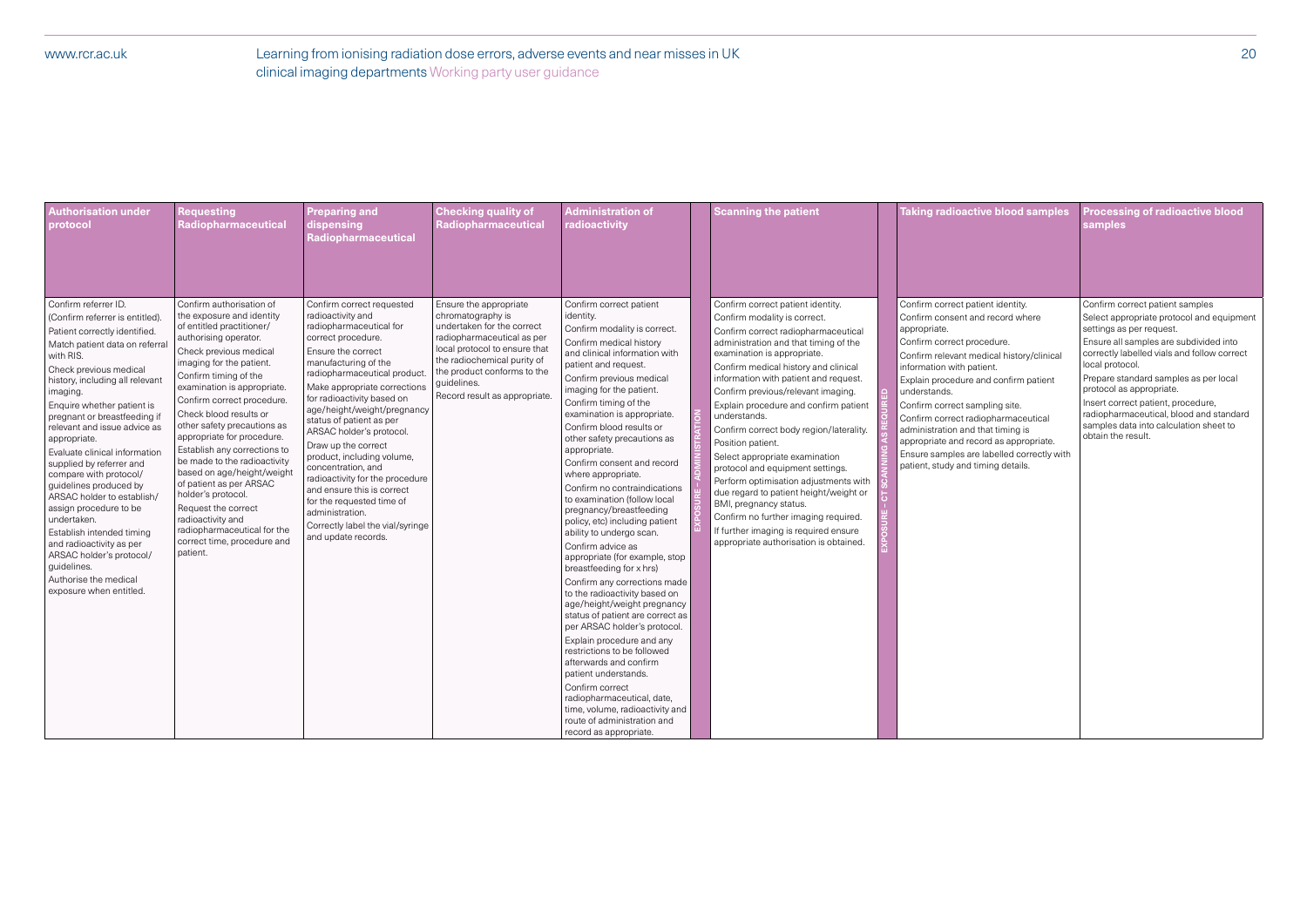| Authorisation under protocol | Requesting Radiopharmaceutical | Preparing and dispensing Radiopharmaceutical | Checking quality of Radiopharmaceutical | Administration of radioactivity | | Scanning the patient | | Taking radioactive blood samples | Processing of radioactive blood samples |
|---|---|---|---|---|---|---|---|---|---|
| Confirm referrer ID.<br>(Confirm referrer is entitled).<br>Patient correctly identified.<br>Match patient data on referral with RIS.<br>Check previous medical history, including all relevant imaging.<br>Enquire whether patient is pregnant or breastfeeding if relevant and issue advice as appropriate.<br>Evaluate clinical information supplied by referrer and compare with protocol/guidelines produced by ARSAC holder to establish/assign procedure to be undertaken.<br>Establish intended timing and radioactivity as per ARSAC holder's protocol/guidelines.<br>Authorise the medical exposure when entitled. | Confirm authorisation of the exposure and identity of entitled practitioner/authorising operator.<br>Check previous medical imaging for the patient.<br>Confirm timing of the examination is appropriate.<br>Confirm correct procedure.<br>Check blood results or other safety precautions as appropriate for procedure.<br>Establish any corrections to be made to the radioactivity based on age/height/weight of patient as per ARSAC holder's protocol.<br>Request the correct radioactivity and radiopharmaceutical for the correct time, procedure and patient. | Confirm correct requested radioactivity and radiopharmaceutical for correct procedure.<br>Ensure the correct manufacturing of the radiopharmaceutical product.<br>Make appropriate corrections for radioactivity based on age/height/weight/pregnancy status of patient as per ARSAC holder's protocol.<br>Draw up the correct product, including volume, concentration, and radioactivity for the procedure and ensure this is correct for the requested time of administration.<br>Correctly label the vial/syringe and update records. | Ensure the appropriate chromatography is undertaken for the correct radiopharmaceutical as per local protocol to ensure that the radiochemical purity of the product conforms to the guidelines.<br>Record result as appropriate. | Confirm correct patient identity.<br>Confirm modality is correct.<br>Confirm medical history and clinical information with patient and request.<br>Confirm previous medical imaging for the patient.<br>Confirm timing of the examination is appropriate.<br>Confirm blood results or other safety precautions as appropriate.<br>Confirm consent and record where appropriate.<br>Confirm no contraindications to examination (follow local pregnancy/breastfeeding policy, etc) including patient ability to undergo scan.<br>Confirm advice as appropriate (for example, stop breastfeeding for x hrs)<br>Confirm any corrections made to the radioactivity based on age/height/weight pregnancy status of patient are correct as per ARSAC holder's protocol.<br>Explain procedure and any restrictions to be followed afterwards and confirm patient understands.<br>Confirm correct radiopharmaceutical, date, time, volume, radioactivity and route of administration and record as appropriate. | EXPOSURE – ADMINISTRATION | Confirm correct patient identity.<br>Confirm modality is correct.<br>Confirm correct radiopharmaceutical administration and that timing of the examination is appropriate.<br>Confirm medical history and clinical information with patient and request.<br>Confirm previous/relevant imaging.<br>Explain procedure and confirm patient understands.<br>Confirm correct body region/laterality.<br>Position patient.<br>Select appropriate examination protocol and equipment settings.<br>Perform optimisation adjustments with due regard to patient height/weight or BMI, pregnancy status.<br>Confirm no further imaging required.<br>If further imaging is required ensure appropriate authorisation is obtained. | EXPOSURE – CT SCANNING AS REQUIRED | Confirm correct patient identity.<br>Confirm consent and record where appropriate.<br>Confirm correct procedure.<br>Confirm relevant medical history/clinical information with patient.<br>Explain procedure and confirm patient understands.<br>Confirm correct sampling site.<br>Confirm correct radiopharmaceutical administration and that timing is appropriate and record as appropriate.<br>Ensure samples are labelled correctly with patient, study and timing details. | Confirm correct patient samples<br>Select appropriate protocol and equipment settings as per request.<br>Ensure all samples are subdivided into correctly labelled vials and follow correct local protocol.<br>Prepare standard samples as per local protocol as appropriate.<br>Insert correct patient, procedure, radiopharmaceutical, blood and standard samples data into calculation sheet to obtain the result. |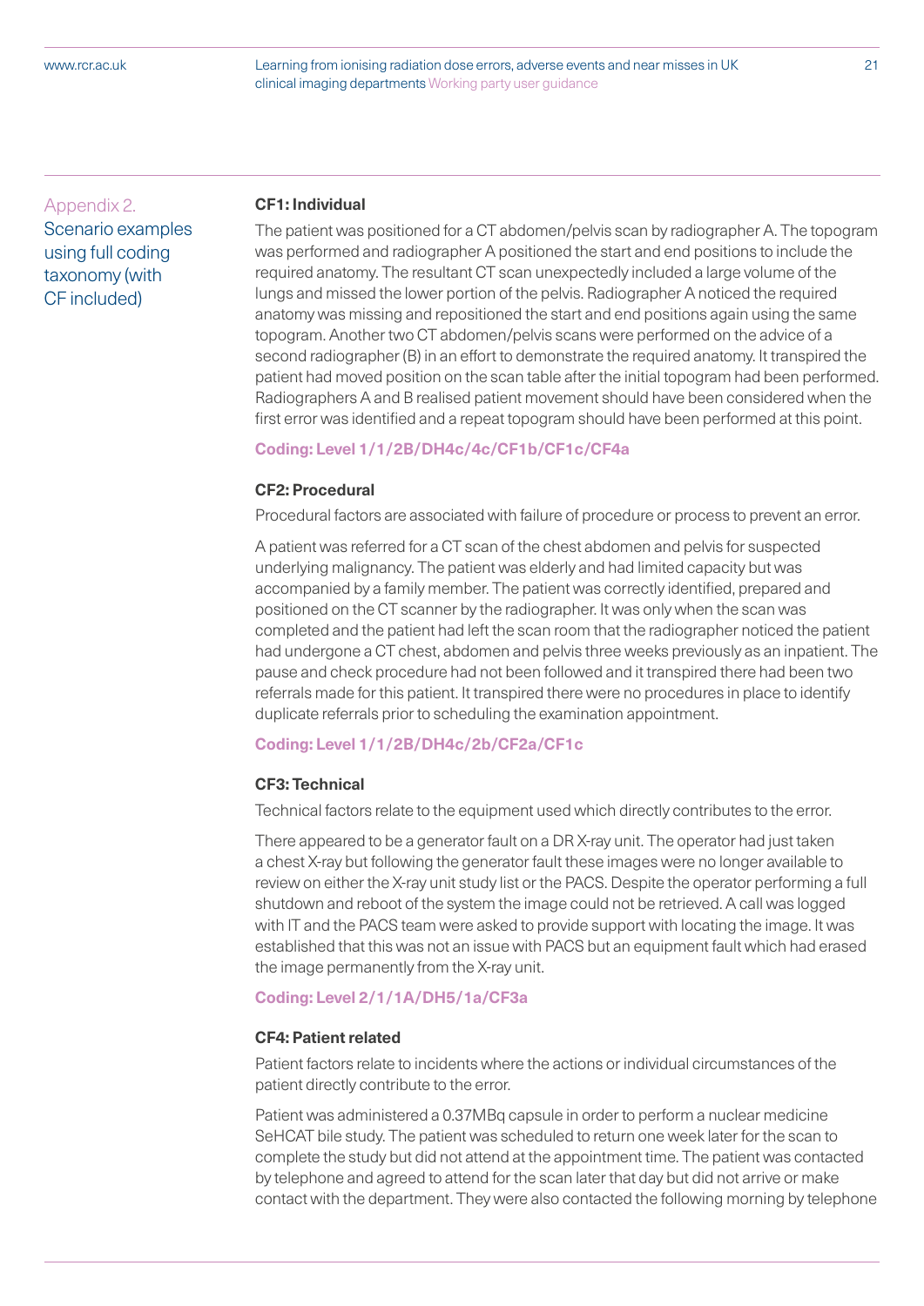## Appendix 2. Scenario examples using full coding taxonomy (with CF included)

### CF1: Individual

The patient was positioned for a CT abdomen/pelvis scan by radiographer A. The topogram was performed and radiographer A positioned the start and end positions to include the required anatomy. The resultant CT scan unexpectedly included a large volume of the lungs and missed the lower portion of the pelvis. Radiographer A noticed the required anatomy was missing and repositioned the start and end positions again using the same topogram. Another two CT abdomen/pelvis scans were performed on the advice of a second radiographer (B) in an effort to demonstrate the required anatomy. It transpired the patient had moved position on the scan table after the initial topogram had been performed. Radiographers A and B realised patient movement should have been considered when the first error was identified and a repeat topogram should have been performed at this point.

**Coding: Level 1/1/2B/DH4c/4c/CF1b/CF1c/CF4a**

### CF2: Procedural

Procedural factors are associated with failure of procedure or process to prevent an error.

A patient was referred for a CT scan of the chest abdomen and pelvis for suspected underlying malignancy. The patient was elderly and had limited capacity but was accompanied by a family member. The patient was correctly identified, prepared and positioned on the CT scanner by the radiographer. It was only when the scan was completed and the patient had left the scan room that the radiographer noticed the patient had undergone a CT chest, abdomen and pelvis three weeks previously as an inpatient. The pause and check procedure had not been followed and it transpired there had been two referrals made for this patient. It transpired there were no procedures in place to identify duplicate referrals prior to scheduling the examination appointment.

**Coding: Level 1/1/2B/DH4c/2b/CF2a/CF1c**

### CF3: Technical

Technical factors relate to the equipment used which directly contributes to the error.

There appeared to be a generator fault on a DR X-ray unit. The operator had just taken a chest X-ray but following the generator fault these images were no longer available to review on either the X-ray unit study list or the PACS. Despite the operator performing a full shutdown and reboot of the system the image could not be retrieved. A call was logged with IT and the PACS team were asked to provide support with locating the image. It was established that this was not an issue with PACS but an equipment fault which had erased the image permanently from the X-ray unit.

**Coding: Level 2/1/1A/DH5/1a/CF3a**

### CF4: Patient related

Patient factors relate to incidents where the actions or individual circumstances of the patient directly contribute to the error.

Patient was administered a 0.37MBq capsule in order to perform a nuclear medicine SeHCAT bile study. The patient was scheduled to return one week later for the scan to complete the study but did not attend at the appointment time. The patient was contacted by telephone and agreed to attend for the scan later that day but did not arrive or make contact with the department. They were also contacted the following morning by telephone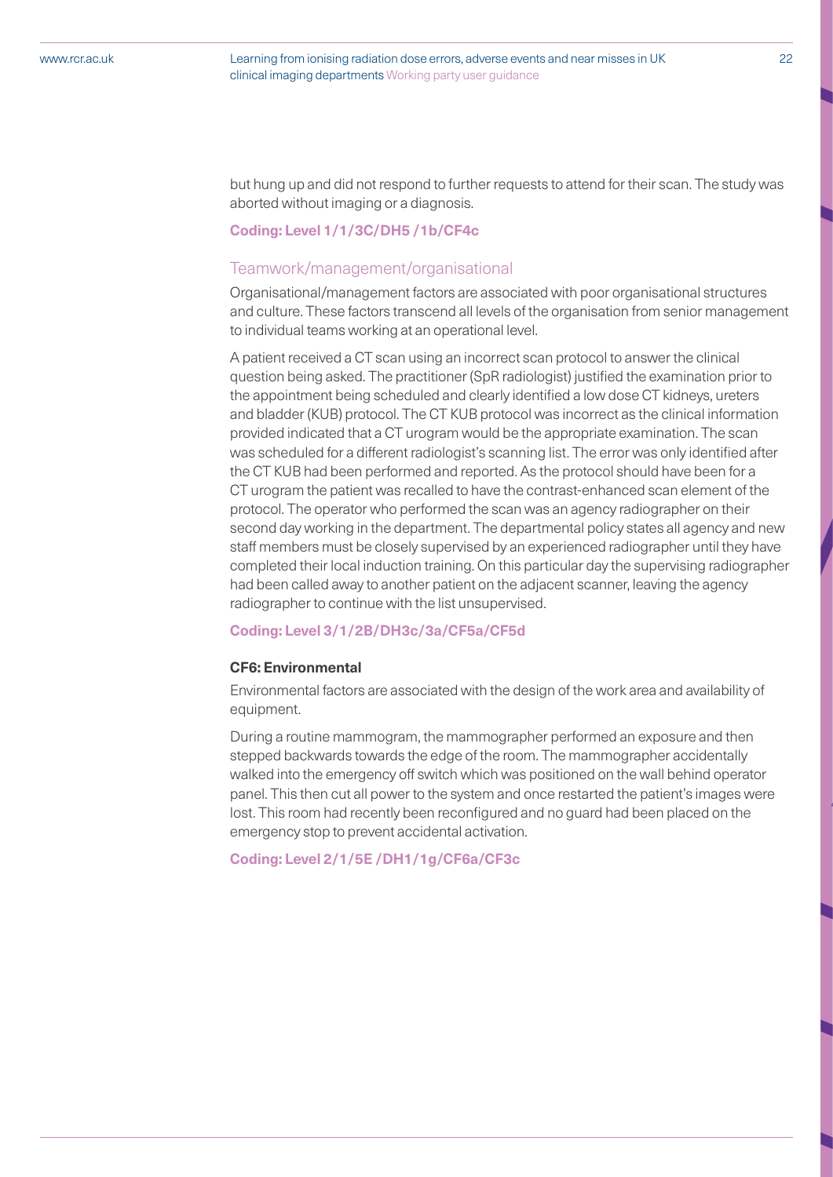but hung up and did not respond to further requests to attend for their scan. The study was aborted without imaging or a diagnosis.

**Coding: Level 1/1/3C/DH5 /1b/CF4c**

## Teamwork/management/organisational

Organisational/management factors are associated with poor organisational structures and culture. These factors transcend all levels of the organisation from senior management to individual teams working at an operational level.

A patient received a CT scan using an incorrect scan protocol to answer the clinical question being asked. The practitioner (SpR radiologist) justified the examination prior to the appointment being scheduled and clearly identified a low dose CT kidneys, ureters and bladder (KUB) protocol. The CT KUB protocol was incorrect as the clinical information provided indicated that a CT urogram would be the appropriate examination. The scan was scheduled for a different radiologist's scanning list. The error was only identified after the CT KUB had been performed and reported. As the protocol should have been for a CT urogram the patient was recalled to have the contrast-enhanced scan element of the protocol. The operator who performed the scan was an agency radiographer on their second day working in the department. The departmental policy states all agency and new staff members must be closely supervised by an experienced radiographer until they have completed their local induction training. On this particular day the supervising radiographer had been called away to another patient on the adjacent scanner, leaving the agency radiographer to continue with the list unsupervised.

**Coding: Level 3/1/2B/DH3c/3a/CF5a/CF5d**

### CF6: Environmental

Environmental factors are associated with the design of the work area and availability of equipment.

During a routine mammogram, the mammographer performed an exposure and then stepped backwards towards the edge of the room. The mammographer accidentally walked into the emergency off switch which was positioned on the wall behind operator panel. This then cut all power to the system and once restarted the patient's images were lost. This room had recently been reconfigured and no guard had been placed on the emergency stop to prevent accidental activation.

**Coding: Level 2/1/5E /DH1/1g/CF6a/CF3c**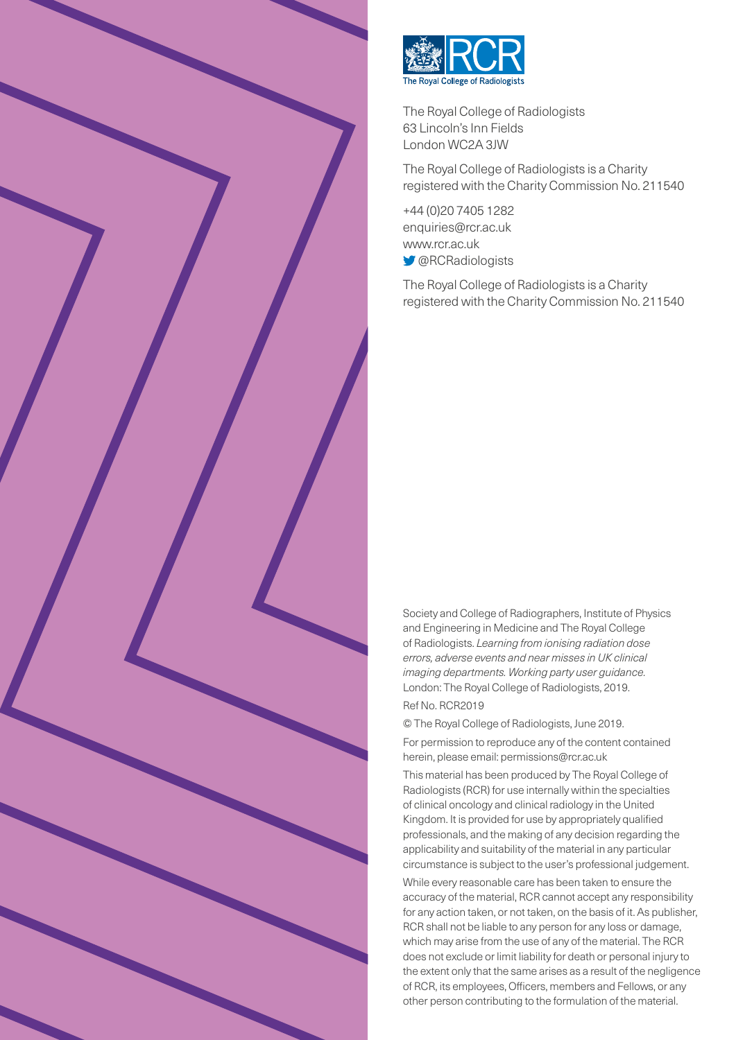The Royal College of Radiologists
63 Lincoln's Inn Fields
London WC2A 3JW

The Royal College of Radiologists is a Charity registered with the Charity Commission No. 211540

+44 (0)20 7405 1282
enquiries@rcr.ac.uk
www.rcr.ac.uk
@RCRadiologists

The Royal College of Radiologists is a Charity registered with the Charity Commission No. 211540

Society and College of Radiographers, Institute of Physics and Engineering in Medicine and The Royal College of Radiologists. *Learning from ionising radiation dose errors, adverse events and near misses in UK clinical imaging departments. Working party user guidance.* London: The Royal College of Radiologists, 2019.

Ref No. RCR2019

© The Royal College of Radiologists, June 2019.

For permission to reproduce any of the content contained herein, please email: permissions@rcr.ac.uk

This material has been produced by The Royal College of Radiologists (RCR) for use internally within the specialties of clinical oncology and clinical radiology in the United Kingdom. It is provided for use by appropriately qualified professionals, and the making of any decision regarding the applicability and suitability of the material in any particular circumstance is subject to the user's professional judgement.

While every reasonable care has been taken to ensure the accuracy of the material, RCR cannot accept any responsibility for any action taken, or not taken, on the basis of it. As publisher, RCR shall not be liable to any person for any loss or damage, which may arise from the use of any of the material. The RCR does not exclude or limit liability for death or personal injury to the extent only that the same arises as a result of the negligence of RCR, its employees, Officers, members and Fellows, or any other person contributing to the formulation of the material.